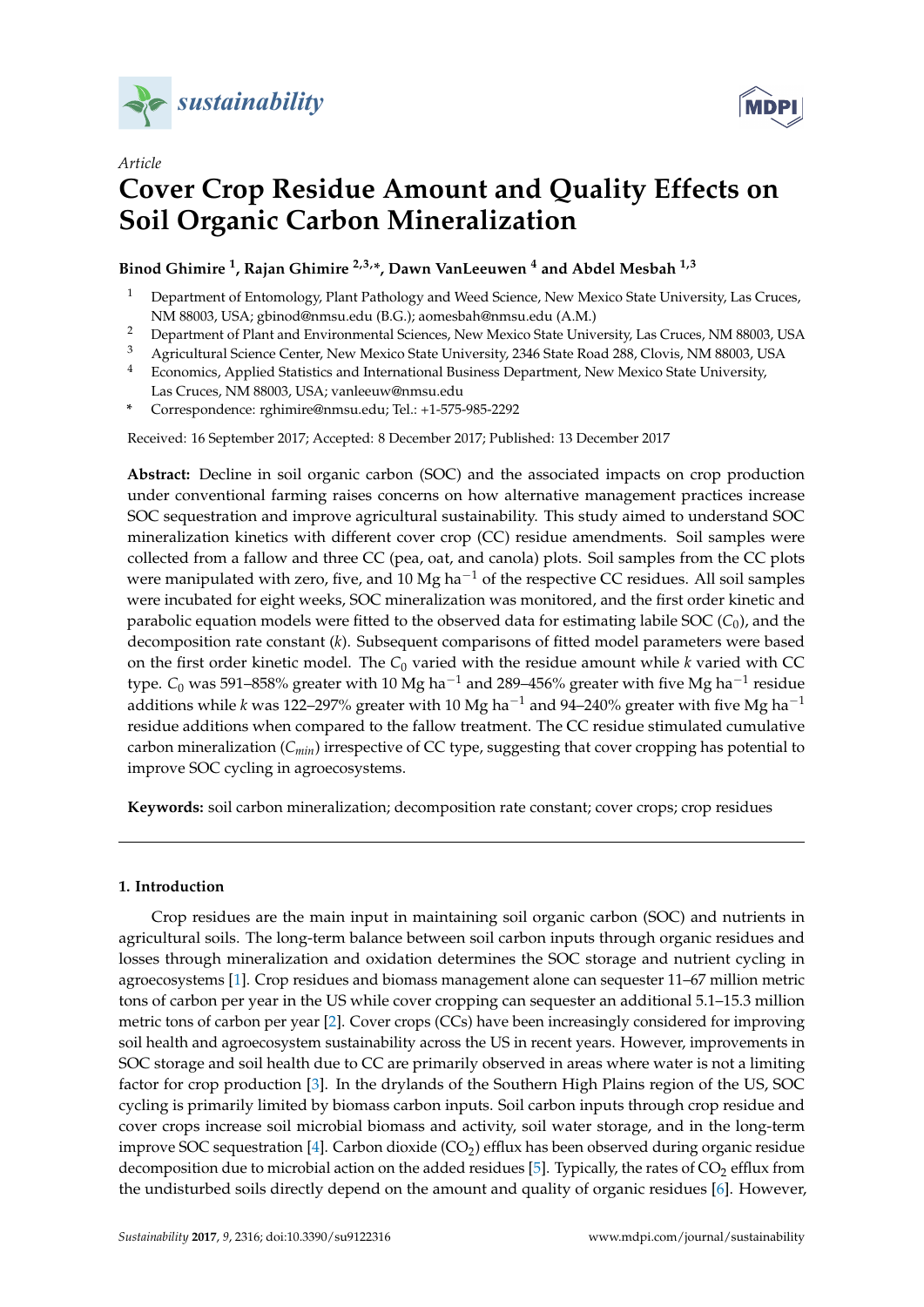Article

# Cover Crop Residue Amount and Quality Effects on Soil Organic Carbon Mineralization

**Binod Ghimire [1], Rajan Ghimire [2,3,*], Dawn VanLeeuwen [4] and Abdel Mesbah [1,3]**

1. Department of Entomology, Plant Pathology and Weed Science, New Mexico State University, Las Cruces, NM 88003, USA; gbinod@nmsu.edu (B.G.); aomesbah@nmsu.edu (A.M.)
2. Department of Plant and Environmental Sciences, New Mexico State University, Las Cruces, NM 88003, USA
3. Agricultural Science Center, New Mexico State University, 2346 State Road 288, Clovis, NM 88003, USA
4. Economics, Applied Statistics and International Business Department, New Mexico State University, Las Cruces, NM 88003, USA; vanleeuw@nmsu.edu

\* Correspondence: rghimire@nmsu.edu; Tel.: +1-575-985-2292

Received: 16 September 2017; Accepted: 8 December 2017; Published: 13 December 2017

**Abstract:** Decline in soil organic carbon (SOC) and the associated impacts on crop production under conventional farming raises concerns on how alternative management practices increase SOC sequestration and improve agricultural sustainability. This study aimed to understand SOC mineralization kinetics with different cover crop (CC) residue amendments. Soil samples were collected from a fallow and three CC (pea, oat, and canola) plots. Soil samples from the CC plots were manipulated with zero, five, and 10 Mg ha$^{-1}$ of the respective CC residues. All soil samples were incubated for eight weeks, SOC mineralization was monitored, and the first order kinetic and parabolic equation models were fitted to the observed data for estimating labile SOC ($C_0$), and the decomposition rate constant ($k$). Subsequent comparisons of fitted model parameters were based on the first order kinetic model. The $C_0$ varied with the residue amount while $k$ varied with CC type. $C_0$ was 591–858% greater with 10 Mg ha$^{-1}$ and 289–456% greater with five Mg ha$^{-1}$ residue additions while $k$ was 122–297% greater with 10 Mg ha$^{-1}$ and 94–240% greater with five Mg ha$^{-1}$ residue additions when compared to the fallow treatment. The CC residue stimulated cumulative carbon mineralization ($C_{min}$) irrespective of CC type, suggesting that cover cropping has potential to improve SOC cycling in agroecosystems.

**Keywords:** soil carbon mineralization; decomposition rate constant; cover crops; crop residues

## 1. Introduction

Crop residues are the main input in maintaining soil organic carbon (SOC) and nutrients in agricultural soils. The long-term balance between soil carbon inputs through organic residues and losses through mineralization and oxidation determines the SOC storage and nutrient cycling in agroecosystems [1]. Crop residues and biomass management alone can sequester 11–67 million metric tons of carbon per year in the US while cover cropping can sequester an additional 5.1–15.3 million metric tons of carbon per year [2]. Cover crops (CCs) have been increasingly considered for improving soil health and agroecosystem sustainability across the US in recent years. However, improvements in SOC storage and soil health due to CC are primarily observed in areas where water is not a limiting factor for crop production [3]. In the drylands of the Southern High Plains region of the US, SOC cycling is primarily limited by biomass carbon inputs. Soil carbon inputs through crop residue and cover crops increase soil microbial biomass and activity, soil water storage, and in the long-term improve SOC sequestration [4]. Carbon dioxide ($CO_2$) efflux has been observed during organic residue decomposition due to microbial action on the added residues [5]. Typically, the rates of $CO_2$ efflux from the undisturbed soils directly depend on the amount and quality of organic residues [6]. However,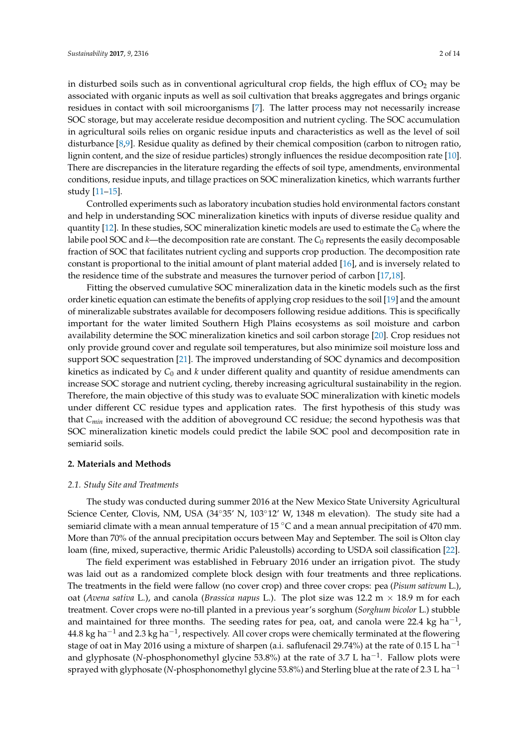in disturbed soils such as in conventional agricultural crop fields, the high efflux of $CO_2$ may be associated with organic inputs as well as soil cultivation that breaks aggregates and brings organic residues in contact with soil microorganisms [7]. The latter process may not necessarily increase SOC storage, but may accelerate residue decomposition and nutrient cycling. The SOC accumulation in agricultural soils relies on organic residue inputs and characteristics as well as the level of soil disturbance [8,9]. Residue quality as defined by their chemical composition (carbon to nitrogen ratio, lignin content, and the size of residue particles) strongly influences the residue decomposition rate [10]. There are discrepancies in the literature regarding the effects of soil type, amendments, environmental conditions, residue inputs, and tillage practices on SOC mineralization kinetics, which warrants further study [11–15].

Controlled experiments such as laboratory incubation studies hold environmental factors constant and help in understanding SOC mineralization kinetics with inputs of diverse residue quality and quantity [12]. In these studies, SOC mineralization kinetic models are used to estimate the $C_0$ where the labile pool SOC and $k$—the decomposition rate are constant. The $C_0$ represents the easily decomposable fraction of SOC that facilitates nutrient cycling and supports crop production. The decomposition rate constant is proportional to the initial amount of plant material added [16], and is inversely related to the residence time of the substrate and measures the turnover period of carbon [17,18].

Fitting the observed cumulative SOC mineralization data in the kinetic models such as the first order kinetic equation can estimate the benefits of applying crop residues to the soil [19] and the amount of mineralizable substrates available for decomposers following residue additions. This is specifically important for the water limited Southern High Plains ecosystems as soil moisture and carbon availability determine the SOC mineralization kinetics and soil carbon storage [20]. Crop residues not only provide ground cover and regulate soil temperatures, but also minimize soil moisture loss and support SOC sequestration [21]. The improved understanding of SOC dynamics and decomposition kinetics as indicated by $C_0$ and $k$ under different quality and quantity of residue amendments can increase SOC storage and nutrient cycling, thereby increasing agricultural sustainability in the region. Therefore, the main objective of this study was to evaluate SOC mineralization with kinetic models under different CC residue types and application rates. The first hypothesis of this study was that $C_{min}$ increased with the addition of aboveground CC residue; the second hypothesis was that SOC mineralization kinetic models could predict the labile SOC pool and decomposition rate in semiarid soils.

## 2. Materials and Methods

### 2.1. Study Site and Treatments

The study was conducted during summer 2016 at the New Mexico State University Agricultural Science Center, Clovis, NM, USA (34°35′ N, 103°12′ W, 1348 m elevation). The study site had a semiarid climate with a mean annual temperature of 15 °C and a mean annual precipitation of 470 mm. More than 70% of the annual precipitation occurs between May and September. The soil is Olton clay loam (fine, mixed, superactive, thermic Aridic Paleustolls) according to USDA soil classification [22].

The field experiment was established in February 2016 under an irrigation pivot. The study was laid out as a randomized complete block design with four treatments and three replications. The treatments in the field were fallow (no cover crop) and three cover crops: pea (*Pisum sativum* L.), oat (*Avena sativa* L.), and canola (*Brassica napus* L.). The plot size was 12.2 m × 18.9 m for each treatment. Cover crops were no-till planted in a previous year's sorghum (*Sorghum bicolor* L.) stubble and maintained for three months. The seeding rates for pea, oat, and canola were 22.4 kg ha$^{-1}$, 44.8 kg ha$^{-1}$ and 2.3 kg ha$^{-1}$, respectively. All cover crops were chemically terminated at the flowering stage of oat in May 2016 using a mixture of sharpen (a.i. saflufenacil 29.74%) at the rate of 0.15 L ha$^{-1}$ and glyphosate (*N*-phosphonomethyl glycine 53.8%) at the rate of 3.7 L ha$^{-1}$. Fallow plots were sprayed with glyphosate (*N*-phosphonomethyl glycine 53.8%) and Sterling blue at the rate of 2.3 L ha$^{-1}$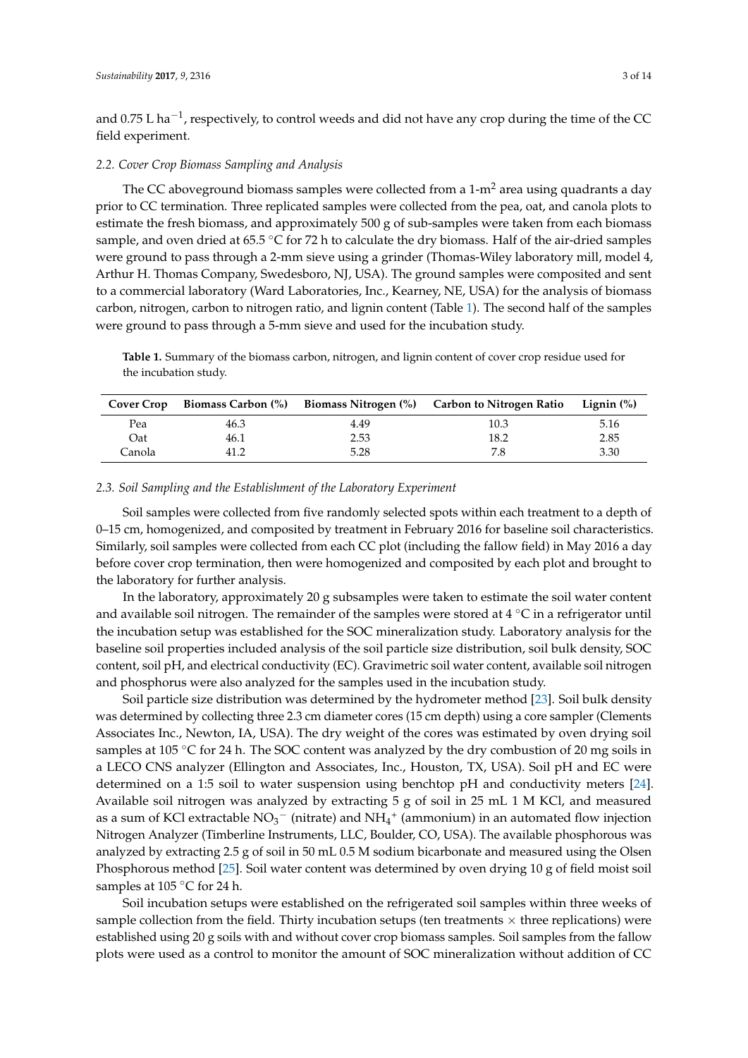and 0.75 L ha$^{-1}$, respectively, to control weeds and did not have any crop during the time of the CC field experiment.

### *2.2. Cover Crop Biomass Sampling and Analysis*

The CC aboveground biomass samples were collected from a 1-m$^2$ area using quadrants a day prior to CC termination. Three replicated samples were collected from the pea, oat, and canola plots to estimate the fresh biomass, and approximately 500 g of sub-samples were taken from each biomass sample, and oven dried at 65.5 °C for 72 h to calculate the dry biomass. Half of the air-dried samples were ground to pass through a 2-mm sieve using a grinder (Thomas-Wiley laboratory mill, model 4, Arthur H. Thomas Company, Swedesboro, NJ, USA). The ground samples were composited and sent to a commercial laboratory (Ward Laboratories, Inc., Kearney, NE, USA) for the analysis of biomass carbon, nitrogen, carbon to nitrogen ratio, and lignin content (Table 1). The second half of the samples were ground to pass through a 5-mm sieve and used for the incubation study.

**Table 1.** Summary of the biomass carbon, nitrogen, and lignin content of cover crop residue used for the incubation study.

| Cover Crop | Biomass Carbon (%) | Biomass Nitrogen (%) | Carbon to Nitrogen Ratio | Lignin (%) |
|---|---|---|---|---|
| Pea | 46.3 | 4.49 | 10.3 | 5.16 |
| Oat | 46.1 | 2.53 | 18.2 | 2.85 |
| Canola | 41.2 | 5.28 | 7.8 | 3.30 |

### *2.3. Soil Sampling and the Establishment of the Laboratory Experiment*

Soil samples were collected from five randomly selected spots within each treatment to a depth of 0–15 cm, homogenized, and composited by treatment in February 2016 for baseline soil characteristics. Similarly, soil samples were collected from each CC plot (including the fallow field) in May 2016 a day before cover crop termination, then were homogenized and composited by each plot and brought to the laboratory for further analysis.

In the laboratory, approximately 20 g subsamples were taken to estimate the soil water content and available soil nitrogen. The remainder of the samples were stored at 4 °C in a refrigerator until the incubation setup was established for the SOC mineralization study. Laboratory analysis for the baseline soil properties included analysis of the soil particle size distribution, soil bulk density, SOC content, soil pH, and electrical conductivity (EC). Gravimetric soil water content, available soil nitrogen and phosphorus were also analyzed for the samples used in the incubation study.

Soil particle size distribution was determined by the hydrometer method [23]. Soil bulk density was determined by collecting three 2.3 cm diameter cores (15 cm depth) using a core sampler (Clements Associates Inc., Newton, IA, USA). The dry weight of the cores was estimated by oven drying soil samples at 105 °C for 24 h. The SOC content was analyzed by the dry combustion of 20 mg soils in a LECO CNS analyzer (Ellington and Associates, Inc., Houston, TX, USA). Soil pH and EC were determined on a 1:5 soil to water suspension using benchtop pH and conductivity meters [24]. Available soil nitrogen was analyzed by extracting 5 g of soil in 25 mL 1 M KCl, and measured as a sum of KCl extractable $NO_3^-$ (nitrate) and $NH_4^+$ (ammonium) in an automated flow injection Nitrogen Analyzer (Timberline Instruments, LLC, Boulder, CO, USA). The available phosphorous was analyzed by extracting 2.5 g of soil in 50 mL 0.5 M sodium bicarbonate and measured using the Olsen Phosphorous method [25]. Soil water content was determined by oven drying 10 g of field moist soil samples at 105 °C for 24 h.

Soil incubation setups were established on the refrigerated soil samples within three weeks of sample collection from the field. Thirty incubation setups (ten treatments × three replications) were established using 20 g soils with and without cover crop biomass samples. Soil samples from the fallow plots were used as a control to monitor the amount of SOC mineralization without addition of CC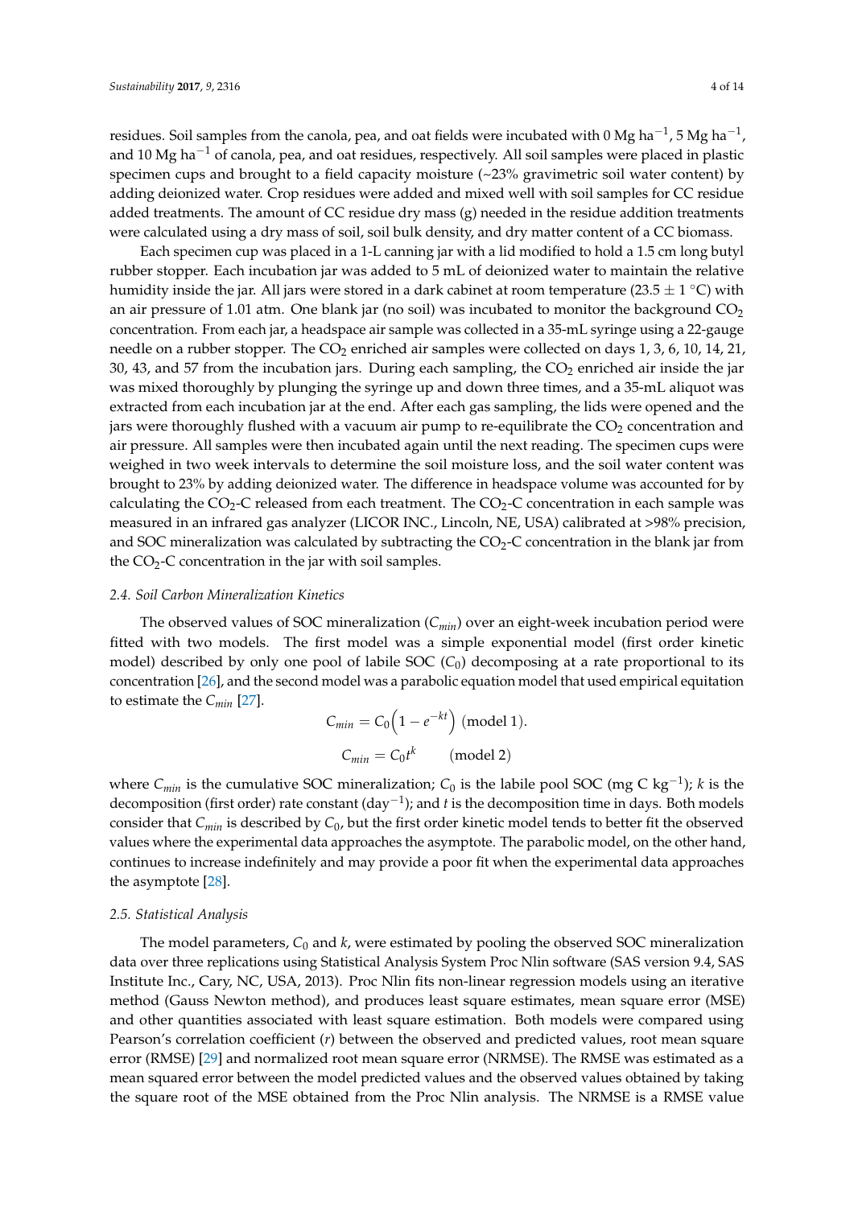residues. Soil samples from the canola, pea, and oat fields were incubated with 0 Mg ha$^{-1}$, 5 Mg ha$^{-1}$, and 10 Mg ha$^{-1}$ of canola, pea, and oat residues, respectively. All soil samples were placed in plastic specimen cups and brought to a field capacity moisture (~23% gravimetric soil water content) by adding deionized water. Crop residues were added and mixed well with soil samples for CC residue added treatments. The amount of CC residue dry mass (g) needed in the residue addition treatments were calculated using a dry mass of soil, soil bulk density, and dry matter content of a CC biomass.

Each specimen cup was placed in a 1-L canning jar with a lid modified to hold a 1.5 cm long butyl rubber stopper. Each incubation jar was added to 5 mL of deionized water to maintain the relative humidity inside the jar. All jars were stored in a dark cabinet at room temperature (23.5 ± 1 °C) with an air pressure of 1.01 atm. One blank jar (no soil) was incubated to monitor the background $CO_2$ concentration. From each jar, a headspace air sample was collected in a 35-mL syringe using a 22-gauge needle on a rubber stopper. The $CO_2$ enriched air samples were collected on days 1, 3, 6, 10, 14, 21, 30, 43, and 57 from the incubation jars. During each sampling, the $CO_2$ enriched air inside the jar was mixed thoroughly by plunging the syringe up and down three times, and a 35-mL aliquot was extracted from each incubation jar at the end. After each gas sampling, the lids were opened and the jars were thoroughly flushed with a vacuum air pump to re-equilibrate the $CO_2$ concentration and air pressure. All samples were then incubated again until the next reading. The specimen cups were weighed in two week intervals to determine the soil moisture loss, and the soil water content was brought to 23% by adding deionized water. The difference in headspace volume was accounted for by calculating the $CO_2$-C released from each treatment. The $CO_2$-C concentration in each sample was measured in an infrared gas analyzer (LICOR INC., Lincoln, NE, USA) calibrated at >98% precision, and SOC mineralization was calculated by subtracting the $CO_2$-C concentration in the blank jar from the $CO_2$-C concentration in the jar with soil samples.

### 2.4. Soil Carbon Mineralization Kinetics

The observed values of SOC mineralization ($C_{min}$) over an eight-week incubation period were fitted with two models. The first model was a simple exponential model (first order kinetic model) described by only one pool of labile SOC ($C_0$) decomposing at a rate proportional to its concentration [26], and the second model was a parabolic equation model that used empirical equitation to estimate the $C_{min}$ [27].

$$C_{min} = C_0\left(1 - e^{-kt}\right) \text{ (model 1).}$$

$$C_{min} = C_0 t^k \qquad \text{(model 2)}$$

where $C_{min}$ is the cumulative SOC mineralization; $C_0$ is the labile pool SOC (mg C kg$^{-1}$); $k$ is the decomposition (first order) rate constant (day$^{-1}$); and $t$ is the decomposition time in days. Both models consider that $C_{min}$ is described by $C_0$, but the first order kinetic model tends to better fit the observed values where the experimental data approaches the asymptote. The parabolic model, on the other hand, continues to increase indefinitely and may provide a poor fit when the experimental data approaches the asymptote [28].

### 2.5. Statistical Analysis

The model parameters, $C_0$ and $k$, were estimated by pooling the observed SOC mineralization data over three replications using Statistical Analysis System Proc Nlin software (SAS version 9.4, SAS Institute Inc., Cary, NC, USA, 2013). Proc Nlin fits non-linear regression models using an iterative method (Gauss Newton method), and produces least square estimates, mean square error (MSE) and other quantities associated with least square estimation. Both models were compared using Pearson's correlation coefficient ($r$) between the observed and predicted values, root mean square error (RMSE) [29] and normalized root mean square error (NRMSE). The RMSE was estimated as a mean squared error between the model predicted values and the observed values obtained by taking the square root of the MSE obtained from the Proc Nlin analysis. The NRMSE is a RMSE value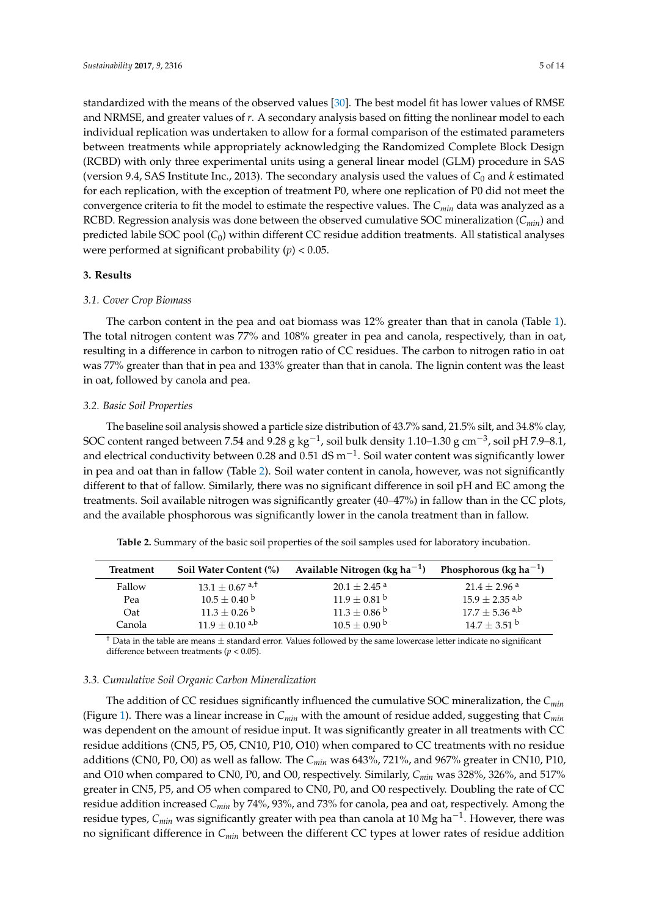standardized with the means of the observed values [30]. The best model fit has lower values of RMSE and NRMSE, and greater values of *r*. A secondary analysis based on fitting the nonlinear model to each individual replication was undertaken to allow for a formal comparison of the estimated parameters between treatments while appropriately acknowledging the Randomized Complete Block Design (RCBD) with only three experimental units using a general linear model (GLM) procedure in SAS (version 9.4, SAS Institute Inc., 2013). The secondary analysis used the values of $C_0$ and $k$ estimated for each replication, with the exception of treatment P0, where one replication of P0 did not meet the convergence criteria to fit the model to estimate the respective values. The $C_{min}$ data was analyzed as a RCBD. Regression analysis was done between the observed cumulative SOC mineralization ($C_{min}$) and predicted labile SOC pool ($C_0$) within different CC residue addition treatments. All statistical analyses were performed at significant probability ($p$) < 0.05.

## 3. Results

### 3.1. Cover Crop Biomass

The carbon content in the pea and oat biomass was 12% greater than that in canola (Table 1). The total nitrogen content was 77% and 108% greater in pea and canola, respectively, than in oat, resulting in a difference in carbon to nitrogen ratio of CC residues. The carbon to nitrogen ratio in oat was 77% greater than that in pea and 133% greater than that in canola. The lignin content was the least in oat, followed by canola and pea.

### 3.2. Basic Soil Properties

The baseline soil analysis showed a particle size distribution of 43.7% sand, 21.5% silt, and 34.8% clay, SOC content ranged between 7.54 and 9.28 g kg$^{-1}$, soil bulk density 1.10–1.30 g cm$^{-3}$, soil pH 7.9–8.1, and electrical conductivity between 0.28 and 0.51 dS m$^{-1}$. Soil water content was significantly lower in pea and oat than in fallow (Table 2). Soil water content in canola, however, was not significantly different to that of fallow. Similarly, there was no significant difference in soil pH and EC among the treatments. Soil available nitrogen was significantly greater (40–47%) in fallow than in the CC plots, and the available phosphorous was significantly lower in the canola treatment than in fallow.

**Table 2.** Summary of the basic soil properties of the soil samples used for laboratory incubation.

| Treatment | Soil Water Content (%) | Available Nitrogen (kg ha$^{-1}$) | Phosphorous (kg ha$^{-1}$) |
|---|---|---|---|
| Fallow | 13.1 ± 0.67 $^{a,†}$ | 20.1 ± 2.45 $^{a}$ | 21.4 ± 2.96 $^{a}$ |
| Pea | 10.5 ± 0.40 $^{b}$ | 11.9 ± 0.81 $^{b}$ | 15.9 ± 2.35 $^{a,b}$ |
| Oat | 11.3 ± 0.26 $^{b}$ | 11.3 ± 0.86 $^{b}$ | 17.7 ± 5.36 $^{a,b}$ |
| Canola | 11.9 ± 0.10 $^{a,b}$ | 10.5 ± 0.90 $^{b}$ | 14.7 ± 3.51 $^{b}$ |

† Data in the table are means ± standard error. Values followed by the same lowercase letter indicate no significant difference between treatments ($p$ < 0.05).

### 3.3. Cumulative Soil Organic Carbon Mineralization

The addition of CC residues significantly influenced the cumulative SOC mineralization, the $C_{min}$ (Figure 1). There was a linear increase in $C_{min}$ with the amount of residue added, suggesting that $C_{min}$ was dependent on the amount of residue input. It was significantly greater in all treatments with CC residue additions (CN5, P5, O5, CN10, P10, O10) when compared to CC treatments with no residue additions (CN0, P0, O0) as well as fallow. The $C_{min}$ was 643%, 721%, and 967% greater in CN10, P10, and O10 when compared to CN0, P0, and O0, respectively. Similarly, $C_{min}$ was 328%, 326%, and 517% greater in CN5, P5, and O5 when compared to CN0, P0, and O0 respectively. Doubling the rate of CC residue addition increased $C_{min}$ by 74%, 93%, and 73% for canola, pea and oat, respectively. Among the residue types, $C_{min}$ was significantly greater with pea than canola at 10 Mg ha$^{-1}$. However, there was no significant difference in $C_{min}$ between the different CC types at lower rates of residue addition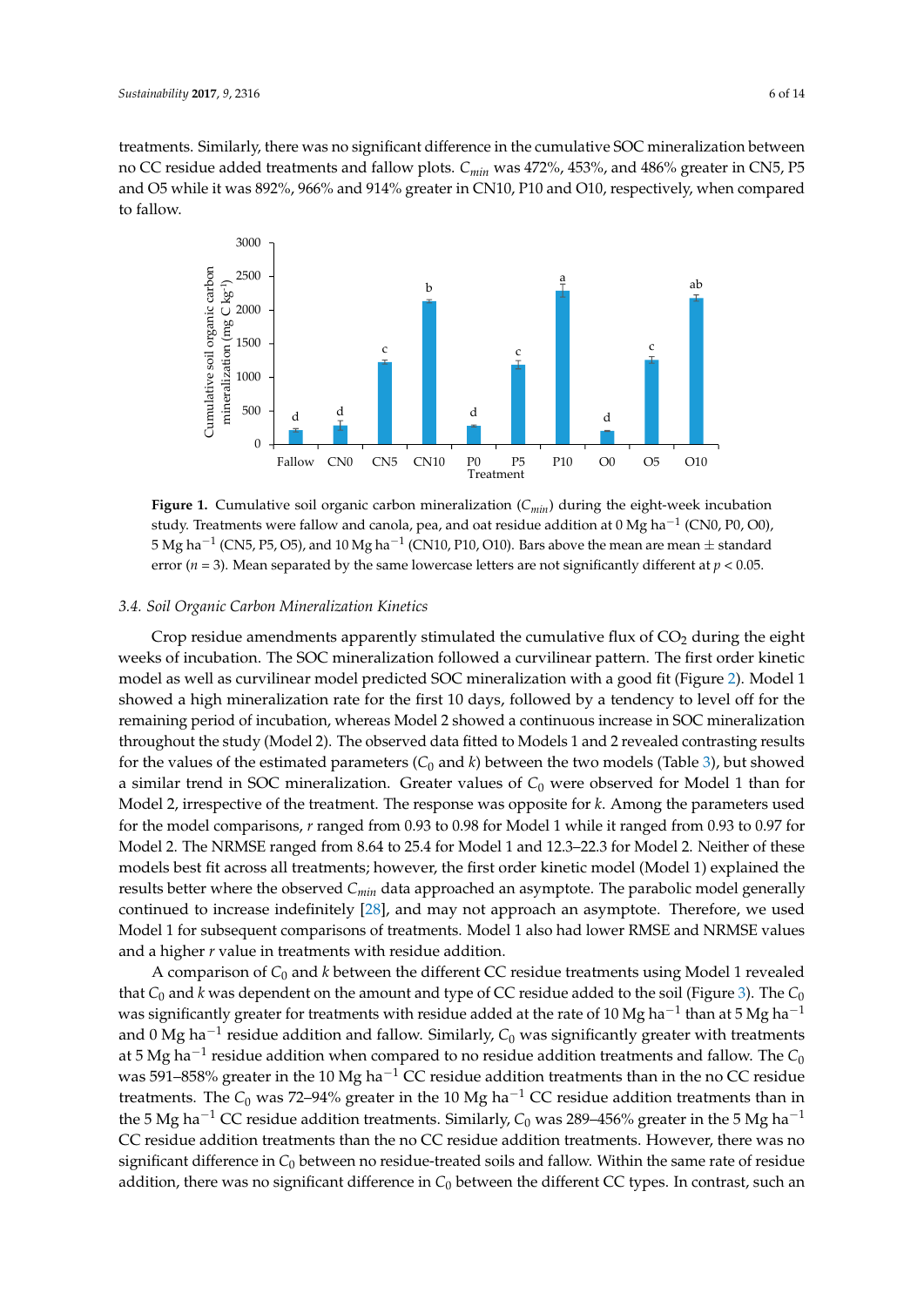treatments. Similarly, there was no significant difference in the cumulative SOC mineralization between no CC residue added treatments and fallow plots. $C_{min}$ was 472%, 453%, and 486% greater in CN5, P5 and O5 while it was 892%, 966% and 914% greater in CN10, P10 and O10, respectively, when compared to fallow.

**Figure 1.** Cumulative soil organic carbon mineralization ($C_{min}$) during the eight-week incubation study. Treatments were fallow and canola, pea, and oat residue addition at 0 Mg ha$^{-1}$ (CN0, P0, O0), 5 Mg ha$^{-1}$ (CN5, P5, O5), and 10 Mg ha$^{-1}$ (CN10, P10, O10). Bars above the mean are mean ± standard error ($n$ = 3). Mean separated by the same lowercase letters are not significantly different at $p < 0.05$.

### 3.4. Soil Organic Carbon Mineralization Kinetics

Crop residue amendments apparently stimulated the cumulative flux of $CO_2$ during the eight weeks of incubation. The SOC mineralization followed a curvilinear pattern. The first order kinetic model as well as curvilinear model predicted SOC mineralization with a good fit (Figure 2). Model 1 showed a high mineralization rate for the first 10 days, followed by a tendency to level off for the remaining period of incubation, whereas Model 2 showed a continuous increase in SOC mineralization throughout the study (Model 2). The observed data fitted to Models 1 and 2 revealed contrasting results for the values of the estimated parameters ($C_0$ and $k$) between the two models (Table 3), but showed a similar trend in SOC mineralization. Greater values of $C_0$ were observed for Model 1 than for Model 2, irrespective of the treatment. The response was opposite for $k$. Among the parameters used for the model comparisons, $r$ ranged from 0.93 to 0.98 for Model 1 while it ranged from 0.93 to 0.97 for Model 2. The NRMSE ranged from 8.64 to 25.4 for Model 1 and 12.3–22.3 for Model 2. Neither of these models best fit across all treatments; however, the first order kinetic model (Model 1) explained the results better where the observed $C_{min}$ data approached an asymptote. The parabolic model generally continued to increase indefinitely [28], and may not approach an asymptote. Therefore, we used Model 1 for subsequent comparisons of treatments. Model 1 also had lower RMSE and NRMSE values and a higher $r$ value in treatments with residue addition.

A comparison of $C_0$ and $k$ between the different CC residue treatments using Model 1 revealed that $C_0$ and $k$ was dependent on the amount and type of CC residue added to the soil (Figure 3). The $C_0$ was significantly greater for treatments with residue added at the rate of 10 Mg ha$^{-1}$ than at 5 Mg ha$^{-1}$ and 0 Mg ha$^{-1}$ residue addition and fallow. Similarly, $C_0$ was significantly greater with treatments at 5 Mg ha$^{-1}$ residue addition when compared to no residue addition treatments and fallow. The $C_0$ was 591–858% greater in the 10 Mg ha$^{-1}$ CC residue addition treatments than in the no CC residue treatments. The $C_0$ was 72–94% greater in the 10 Mg ha$^{-1}$ CC residue addition treatments than in the 5 Mg ha$^{-1}$ CC residue addition treatments. Similarly, $C_0$ was 289–456% greater in the 5 Mg ha$^{-1}$ CC residue addition treatments than the no CC residue addition treatments. However, there was no significant difference in $C_0$ between no residue-treated soils and fallow. Within the same rate of residue addition, there was no significant difference in $C_0$ between the different CC types. In contrast, such an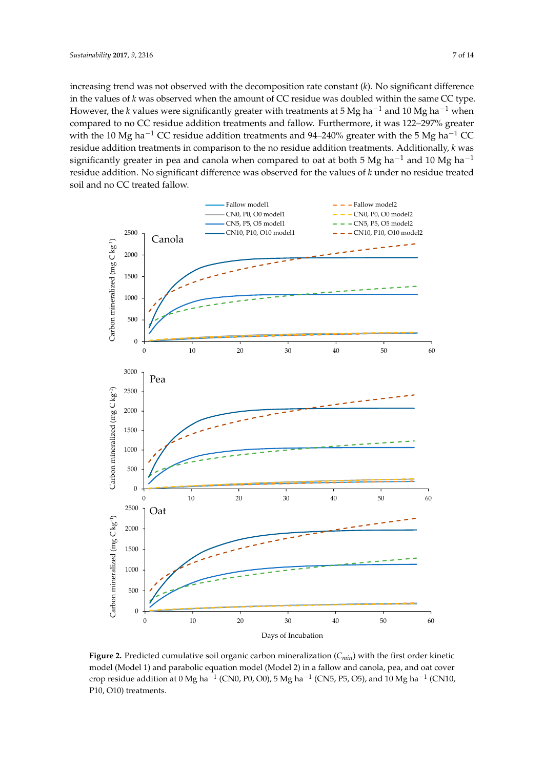increasing trend was not observed with the decomposition rate constant ($k$). No significant difference in the values of $k$ was observed when the amount of CC residue was doubled within the same CC type. However, the $k$ values were significantly greater with treatments at 5 Mg ha$^{-1}$ and 10 Mg ha$^{-1}$ when compared to no CC residue addition treatments and fallow. Furthermore, it was 122–297% greater with the 10 Mg ha$^{-1}$ CC residue addition treatments and 94–240% greater with the 5 Mg ha$^{-1}$ CC residue addition treatments in comparison to the no residue addition treatments. Additionally, $k$ was significantly greater in pea and canola when compared to oat at both 5 Mg ha$^{-1}$ and 10 Mg ha$^{-1}$ residue addition. No significant difference was observed for the values of $k$ under no residue treated soil and no CC treated fallow.

**Figure 2.** Predicted cumulative soil organic carbon mineralization ($C_{min}$) with the first order kinetic model (Model 1) and parabolic equation model (Model 2) in a fallow and canola, pea, and oat cover crop residue addition at 0 Mg ha$^{-1}$ (CN0, P0, O0), 5 Mg ha$^{-1}$ (CN5, P5, O5), and 10 Mg ha$^{-1}$ (CN10, P10, O10) treatments.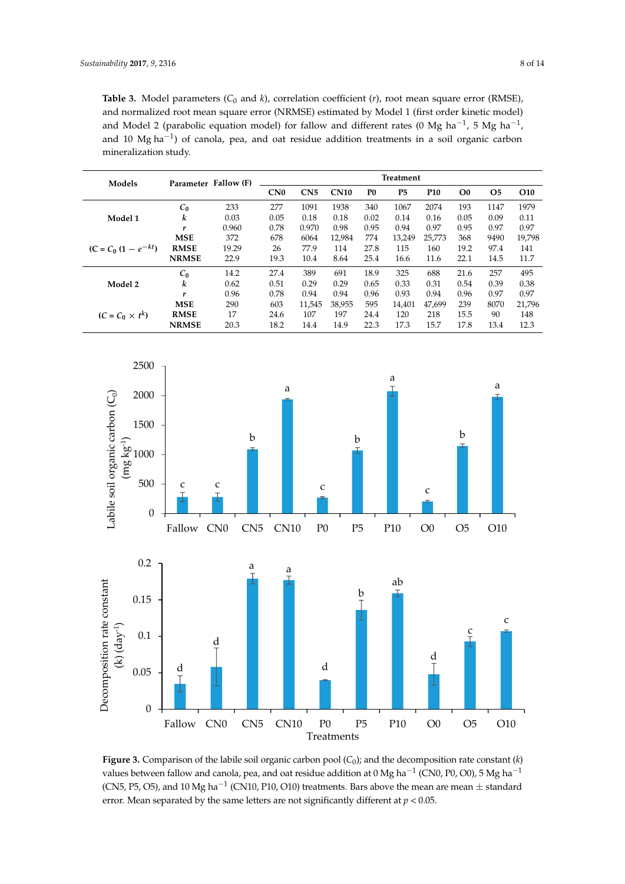**Table 3.** Model parameters ($C_0$ and $k$), correlation coefficient ($r$), root mean square error (RMSE), and normalized root mean square error (NRMSE) estimated by Model 1 (first order kinetic model) and Model 2 (parabolic equation model) for fallow and different rates (0 Mg ha$^{-1}$, 5 Mg ha$^{-1}$, and 10 Mg ha$^{-1}$) of canola, pea, and oat residue addition treatments in a soil organic carbon mineralization study.

| Models | Parameter | Fallow (F) | Treatment | | | | | | | | |
|---|---|---|---|---|---|---|---|---|---|---|---|
| | | | CN0 | CN5 | CN10 | P0 | P5 | P10 | O0 | O5 | O10 |
| **Model 1** | $C_0$ | 233 | 277 | 1091 | 1938 | 340 | 1067 | 2074 | 193 | 1147 | 1979 |
| | $k$ | 0.03 | 0.05 | 0.18 | 0.18 | 0.02 | 0.14 | 0.16 | 0.05 | 0.09 | 0.11 |
| | $r$ | 0.960 | 0.78 | 0.970 | 0.98 | 0.95 | 0.94 | 0.97 | 0.95 | 0.97 | 0.97 |
| | **MSE** | 372 | 678 | 6064 | 12,984 | 774 | 13,249 | 25,773 | 368 | 9490 | 19,798 |
| **($C = C_0\,(1 - e^{-kt})$)** | **RMSE** | 19.29 | 26 | 77.9 | 114 | 27.8 | 115 | 160 | 19.2 | 97.4 | 141 |
| | **NRMSE** | 22.9 | 19.3 | 10.4 | 8.64 | 25.4 | 16.6 | 11.6 | 22.1 | 14.5 | 11.7 |
| **Model 2** | $C_0$ | 14.2 | 27.4 | 389 | 691 | 18.9 | 325 | 688 | 21.6 | 257 | 495 |
| | $k$ | 0.62 | 0.51 | 0.29 | 0.29 | 0.65 | 0.33 | 0.31 | 0.54 | 0.39 | 0.38 |
| | $r$ | 0.96 | 0.78 | 0.94 | 0.94 | 0.96 | 0.93 | 0.94 | 0.96 | 0.97 | 0.97 |
| | **MSE** | 290 | 603 | 11,545 | 38,955 | 595 | 14,401 | 47,699 | 239 | 8070 | 21,796 |
| **($C = C_0 \times t^k$)** | **RMSE** | 17 | 24.6 | 107 | 197 | 24.4 | 120 | 218 | 15.5 | 90 | 148 |
| | **NRMSE** | 20.3 | 18.2 | 14.4 | 14.9 | 22.3 | 17.3 | 15.7 | 17.8 | 13.4 | 12.3 |

**Figure 3.** Comparison of the labile soil organic carbon pool ($C_0$); and the decomposition rate constant ($k$) values between fallow and canola, pea, and oat residue addition at 0 Mg ha$^{-1}$ (CN0, P0, O0), 5 Mg ha$^{-1}$ (CN5, P5, O5), and 10 Mg ha$^{-1}$ (CN10, P10, O10) treatments. Bars above the mean are mean ± standard error. Mean separated by the same letters are not significantly different at $p < 0.05$.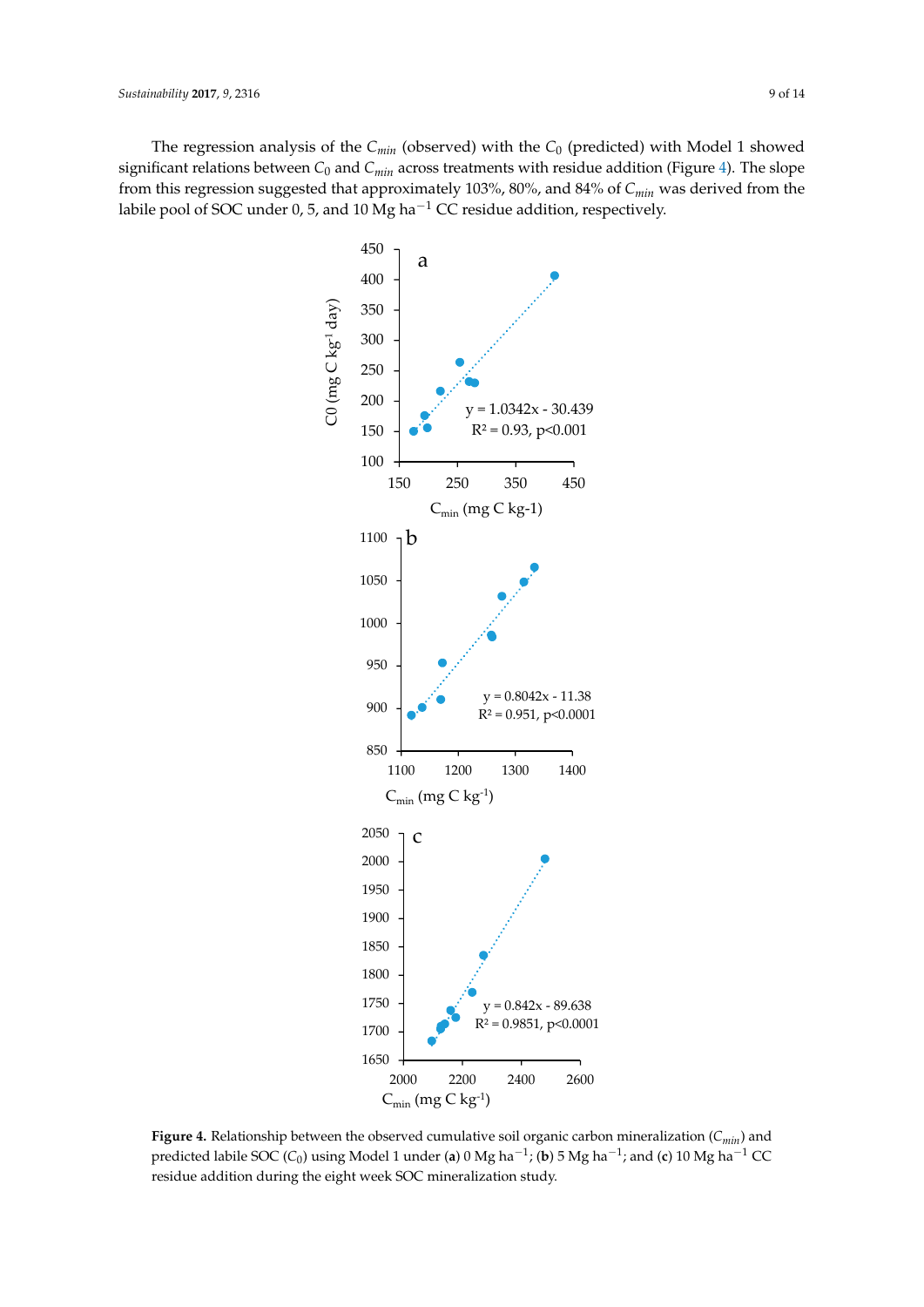The regression analysis of the $C_{min}$ (observed) with the $C_0$ (predicted) with Model 1 showed significant relations between $C_0$ and $C_{min}$ across treatments with residue addition (Figure 4). The slope from this regression suggested that approximately 103%, 80%, and 84% of $C_{min}$ was derived from the labile pool of SOC under 0, 5, and 10 Mg ha$^{-1}$ CC residue addition, respectively.

**Figure 4.** Relationship between the observed cumulative soil organic carbon mineralization ($C_{min}$) and predicted labile SOC ($C_0$) using Model 1 under (**a**) 0 Mg ha$^{-1}$; (**b**) 5 Mg ha$^{-1}$; and (**c**) 10 Mg ha$^{-1}$ CC residue addition during the eight week SOC mineralization study.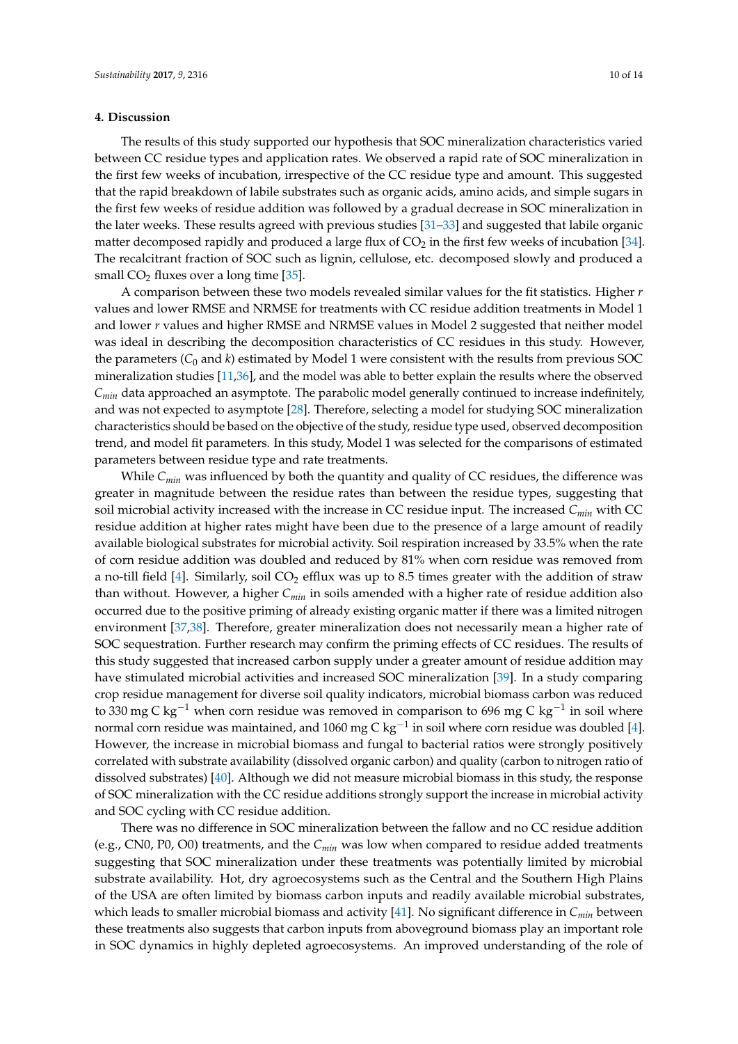## 4. Discussion

The results of this study supported our hypothesis that SOC mineralization characteristics varied between CC residue types and application rates. We observed a rapid rate of SOC mineralization in the first few weeks of incubation, irrespective of the CC residue type and amount. This suggested that the rapid breakdown of labile substrates such as organic acids, amino acids, and simple sugars in the first few weeks of residue addition was followed by a gradual decrease in SOC mineralization in the later weeks. These results agreed with previous studies [31–33] and suggested that labile organic matter decomposed rapidly and produced a large flux of $CO_2$ in the first few weeks of incubation [34]. The recalcitrant fraction of SOC such as lignin, cellulose, etc. decomposed slowly and produced a small $CO_2$ fluxes over a long time [35].

A comparison between these two models revealed similar values for the fit statistics. Higher $r$ values and lower RMSE and NRMSE for treatments with CC residue addition treatments in Model 1 and lower $r$ values and higher RMSE and NRMSE values in Model 2 suggested that neither model was ideal in describing the decomposition characteristics of CC residues in this study. However, the parameters ($C_0$ and $k$) estimated by Model 1 were consistent with the results from previous SOC mineralization studies [11,36], and the model was able to better explain the results where the observed $C_{min}$ data approached an asymptote. The parabolic model generally continued to increase indefinitely, and was not expected to asymptote [28]. Therefore, selecting a model for studying SOC mineralization characteristics should be based on the objective of the study, residue type used, observed decomposition trend, and model fit parameters. In this study, Model 1 was selected for the comparisons of estimated parameters between residue type and rate treatments.

While $C_{min}$ was influenced by both the quantity and quality of CC residues, the difference was greater in magnitude between the residue rates than between the residue types, suggesting that soil microbial activity increased with the increase in CC residue input. The increased $C_{min}$ with CC residue addition at higher rates might have been due to the presence of a large amount of readily available biological substrates for microbial activity. Soil respiration increased by 33.5% when the rate of corn residue addition was doubled and reduced by 81% when corn residue was removed from a no-till field [4]. Similarly, soil $CO_2$ efflux was up to 8.5 times greater with the addition of straw than without. However, a higher $C_{min}$ in soils amended with a higher rate of residue addition also occurred due to the positive priming of already existing organic matter if there was a limited nitrogen environment [37,38]. Therefore, greater mineralization does not necessarily mean a higher rate of SOC sequestration. Further research may confirm the priming effects of CC residues. The results of this study suggested that increased carbon supply under a greater amount of residue addition may have stimulated microbial activities and increased SOC mineralization [39]. In a study comparing crop residue management for diverse soil quality indicators, microbial biomass carbon was reduced to 330 mg C kg$^{-1}$ when corn residue was removed in comparison to 696 mg C kg$^{-1}$ in soil where normal corn residue was maintained, and 1060 mg C kg$^{-1}$ in soil where corn residue was doubled [4]. However, the increase in microbial biomass and fungal to bacterial ratios were strongly positively correlated with substrate availability (dissolved organic carbon) and quality (carbon to nitrogen ratio of dissolved substrates) [40]. Although we did not measure microbial biomass in this study, the response of SOC mineralization with the CC residue additions strongly support the increase in microbial activity and SOC cycling with CC residue addition.

There was no difference in SOC mineralization between the fallow and no CC residue addition (e.g., CN0, P0, O0) treatments, and the $C_{min}$ was low when compared to residue added treatments suggesting that SOC mineralization under these treatments was potentially limited by microbial substrate availability. Hot, dry agroecosystems such as the Central and the Southern High Plains of the USA are often limited by biomass carbon inputs and readily available microbial substrates, which leads to smaller microbial biomass and activity [41]. No significant difference in $C_{min}$ between these treatments also suggests that carbon inputs from aboveground biomass play an important role in SOC dynamics in highly depleted agroecosystems. An improved understanding of the role of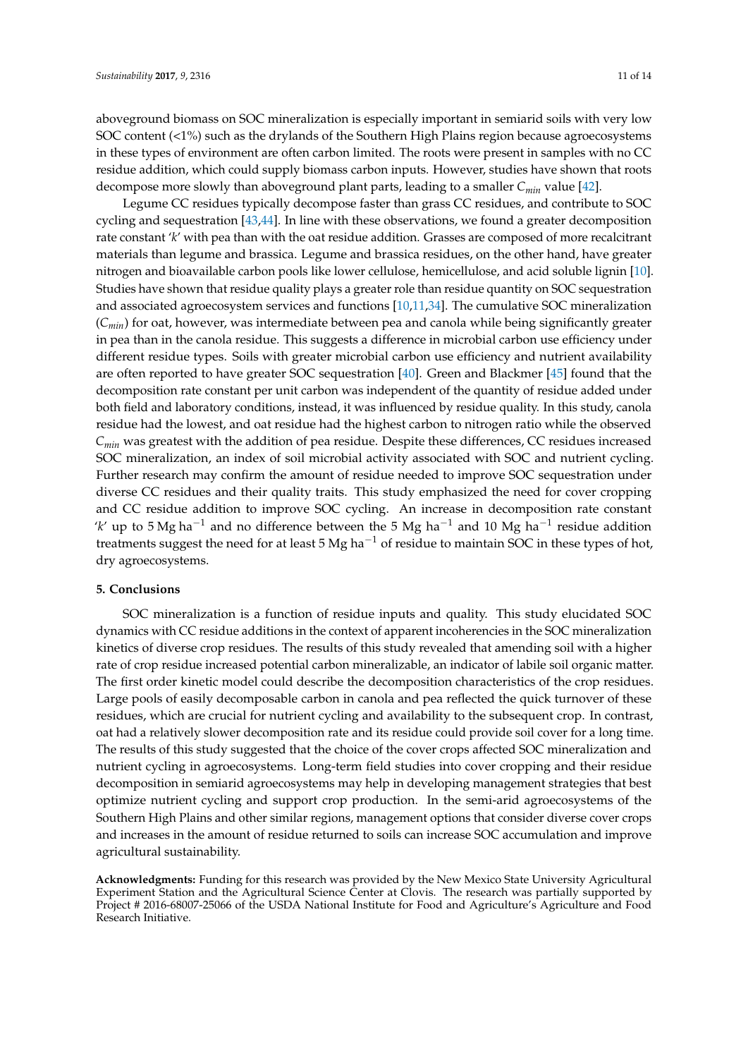aboveground biomass on SOC mineralization is especially important in semiarid soils with very low SOC content (<1%) such as the drylands of the Southern High Plains region because agroecosystems in these types of environment are often carbon limited. The roots were present in samples with no CC residue addition, which could supply biomass carbon inputs. However, studies have shown that roots decompose more slowly than aboveground plant parts, leading to a smaller $C_{min}$ value [42].

Legume CC residues typically decompose faster than grass CC residues, and contribute to SOC cycling and sequestration [43,44]. In line with these observations, we found a greater decomposition rate constant '$k$' with pea than with the oat residue addition. Grasses are composed of more recalcitrant materials than legume and brassica. Legume and brassica residues, on the other hand, have greater nitrogen and bioavailable carbon pools like lower cellulose, hemicellulose, and acid soluble lignin [10]. Studies have shown that residue quality plays a greater role than residue quantity on SOC sequestration and associated agroecosystem services and functions [10,11,34]. The cumulative SOC mineralization ($C_{min}$) for oat, however, was intermediate between pea and canola while being significantly greater in pea than in the canola residue. This suggests a difference in microbial carbon use efficiency under different residue types. Soils with greater microbial carbon use efficiency and nutrient availability are often reported to have greater SOC sequestration [40]. Green and Blackmer [45] found that the decomposition rate constant per unit carbon was independent of the quantity of residue added under both field and laboratory conditions, instead, it was influenced by residue quality. In this study, canola residue had the lowest, and oat residue had the highest carbon to nitrogen ratio while the observed $C_{min}$ was greatest with the addition of pea residue. Despite these differences, CC residues increased SOC mineralization, an index of soil microbial activity associated with SOC and nutrient cycling. Further research may confirm the amount of residue needed to improve SOC sequestration under diverse CC residues and their quality traits. This study emphasized the need for cover cropping and CC residue addition to improve SOC cycling. An increase in decomposition rate constant '$k$' up to 5 Mg ha$^{-1}$ and no difference between the 5 Mg ha$^{-1}$ and 10 Mg ha$^{-1}$ residue addition treatments suggest the need for at least 5 Mg ha$^{-1}$ of residue to maintain SOC in these types of hot, dry agroecosystems.

## 5. Conclusions

SOC mineralization is a function of residue inputs and quality. This study elucidated SOC dynamics with CC residue additions in the context of apparent incoherencies in the SOC mineralization kinetics of diverse crop residues. The results of this study revealed that amending soil with a higher rate of crop residue increased potential carbon mineralizable, an indicator of labile soil organic matter. The first order kinetic model could describe the decomposition characteristics of the crop residues. Large pools of easily decomposable carbon in canola and pea reflected the quick turnover of these residues, which are crucial for nutrient cycling and availability to the subsequent crop. In contrast, oat had a relatively slower decomposition rate and its residue could provide soil cover for a long time. The results of this study suggested that the choice of the cover crops affected SOC mineralization and nutrient cycling in agroecosystems. Long-term field studies into cover cropping and their residue decomposition in semiarid agroecosystems may help in developing management strategies that best optimize nutrient cycling and support crop production. In the semi-arid agroecosystems of the Southern High Plains and other similar regions, management options that consider diverse cover crops and increases in the amount of residue returned to soils can increase SOC accumulation and improve agricultural sustainability.

**Acknowledgments:** Funding for this research was provided by the New Mexico State University Agricultural Experiment Station and the Agricultural Science Center at Clovis. The research was partially supported by Project # 2016-68007-25066 of the USDA National Institute for Food and Agriculture's Agriculture and Food Research Initiative.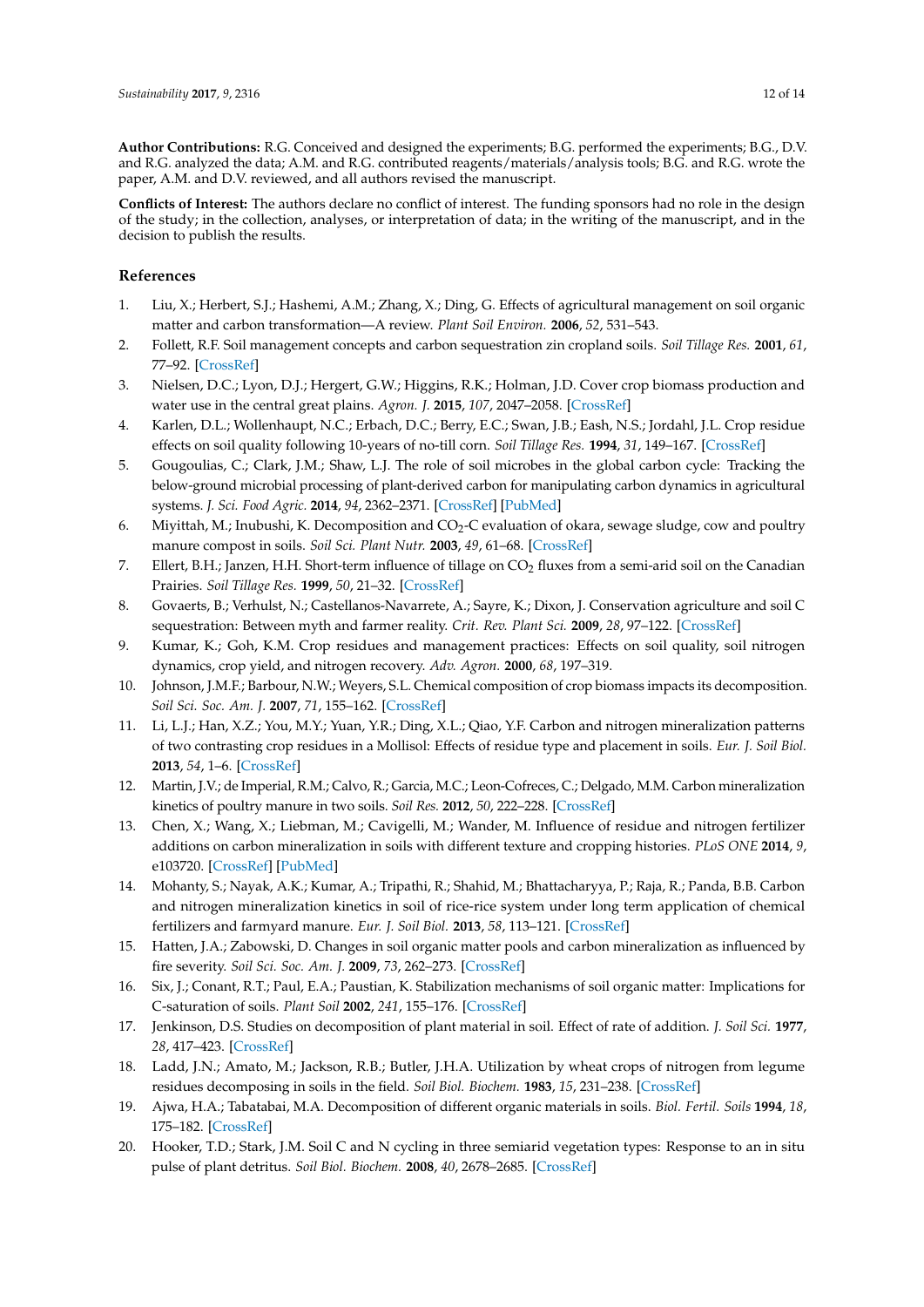**Author Contributions:** R.G. Conceived and designed the experiments; B.G. performed the experiments; B.G., D.V. and R.G. analyzed the data; A.M. and R.G. contributed reagents/materials/analysis tools; B.G. and R.G. wrote the paper, A.M. and D.V. reviewed, and all authors revised the manuscript.

**Conflicts of Interest:** The authors declare no conflict of interest. The funding sponsors had no role in the design of the study; in the collection, analyses, or interpretation of data; in the writing of the manuscript, and in the decision to publish the results.

## References

1. Liu, X.; Herbert, S.J.; Hashemi, A.M.; Zhang, X.; Ding, G. Effects of agricultural management on soil organic matter and carbon transformation—A review. *Plant Soil Environ.* **2006**, *52*, 531–543.
2. Follett, R.F. Soil management concepts and carbon sequestration zin cropland soils. *Soil Tillage Res.* **2001**, *61*, 77–92. [CrossRef]
3. Nielsen, D.C.; Lyon, D.J.; Hergert, G.W.; Higgins, R.K.; Holman, J.D. Cover crop biomass production and water use in the central great plains. *Agron. J.* **2015**, *107*, 2047–2058. [CrossRef]
4. Karlen, D.L.; Wollenhaupt, N.C.; Erbach, D.C.; Berry, E.C.; Swan, J.B.; Eash, N.S.; Jordahl, J.L. Crop residue effects on soil quality following 10-years of no-till corn. *Soil Tillage Res.* **1994**, *31*, 149–167. [CrossRef]
5. Gougoulias, C.; Clark, J.M.; Shaw, L.J. The role of soil microbes in the global carbon cycle: Tracking the below-ground microbial processing of plant-derived carbon for manipulating carbon dynamics in agricultural systems. *J. Sci. Food Agric.* **2014**, *94*, 2362–2371. [CrossRef] [PubMed]
6. Miyittah, M.; Inubushi, K. Decomposition and $CO_2$-C evaluation of okara, sewage sludge, cow and poultry manure compost in soils. *Soil Sci. Plant Nutr.* **2003**, *49*, 61–68. [CrossRef]
7. Ellert, B.H.; Janzen, H.H. Short-term influence of tillage on $CO_2$ fluxes from a semi-arid soil on the Canadian Prairies. *Soil Tillage Res.* **1999**, *50*, 21–32. [CrossRef]
8. Govaerts, B.; Verhulst, N.; Castellanos-Navarrete, A.; Sayre, K.; Dixon, J. Conservation agriculture and soil C sequestration: Between myth and farmer reality. *Crit. Rev. Plant Sci.* **2009**, *28*, 97–122. [CrossRef]
9. Kumar, K.; Goh, K.M. Crop residues and management practices: Effects on soil quality, soil nitrogen dynamics, crop yield, and nitrogen recovery. *Adv. Agron.* **2000**, *68*, 197–319.
10. Johnson, J.M.F.; Barbour, N.W.; Weyers, S.L. Chemical composition of crop biomass impacts its decomposition. *Soil Sci. Soc. Am. J.* **2007**, *71*, 155–162. [CrossRef]
11. Li, L.J.; Han, X.Z.; You, M.Y.; Yuan, Y.R.; Ding, X.L.; Qiao, Y.F. Carbon and nitrogen mineralization patterns of two contrasting crop residues in a Mollisol: Effects of residue type and placement in soils. *Eur. J. Soil Biol.* **2013**, *54*, 1–6. [CrossRef]
12. Martin, J.V.; de Imperial, R.M.; Calvo, R.; Garcia, M.C.; Leon-Cofreces, C.; Delgado, M.M. Carbon mineralization kinetics of poultry manure in two soils. *Soil Res.* **2012**, *50*, 222–228. [CrossRef]
13. Chen, X.; Wang, X.; Liebman, M.; Cavigelli, M.; Wander, M. Influence of residue and nitrogen fertilizer additions on carbon mineralization in soils with different texture and cropping histories. *PLoS ONE* **2014**, *9*, e103720. [CrossRef] [PubMed]
14. Mohanty, S.; Nayak, A.K.; Kumar, A.; Tripathi, R.; Shahid, M.; Bhattacharyya, P.; Raja, R.; Panda, B.B. Carbon and nitrogen mineralization kinetics in soil of rice-rice system under long term application of chemical fertilizers and farmyard manure. *Eur. J. Soil Biol.* **2013**, *58*, 113–121. [CrossRef]
15. Hatten, J.A.; Zabowski, D. Changes in soil organic matter pools and carbon mineralization as influenced by fire severity. *Soil Sci. Soc. Am. J.* **2009**, *73*, 262–273. [CrossRef]
16. Six, J.; Conant, R.T.; Paul, E.A.; Paustian, K. Stabilization mechanisms of soil organic matter: Implications for C-saturation of soils. *Plant Soil* **2002**, *241*, 155–176. [CrossRef]
17. Jenkinson, D.S. Studies on decomposition of plant material in soil. Effect of rate of addition. *J. Soil Sci.* **1977**, *28*, 417–423. [CrossRef]
18. Ladd, J.N.; Amato, M.; Jackson, R.B.; Butler, J.H.A. Utilization by wheat crops of nitrogen from legume residues decomposing in soils in the field. *Soil Biol. Biochem.* **1983**, *15*, 231–238. [CrossRef]
19. Ajwa, H.A.; Tabatabai, M.A. Decomposition of different organic materials in soils. *Biol. Fertil. Soils* **1994**, *18*, 175–182. [CrossRef]
20. Hooker, T.D.; Stark, J.M. Soil C and N cycling in three semiarid vegetation types: Response to an in situ pulse of plant detritus. *Soil Biol. Biochem.* **2008**, *40*, 2678–2685. [CrossRef]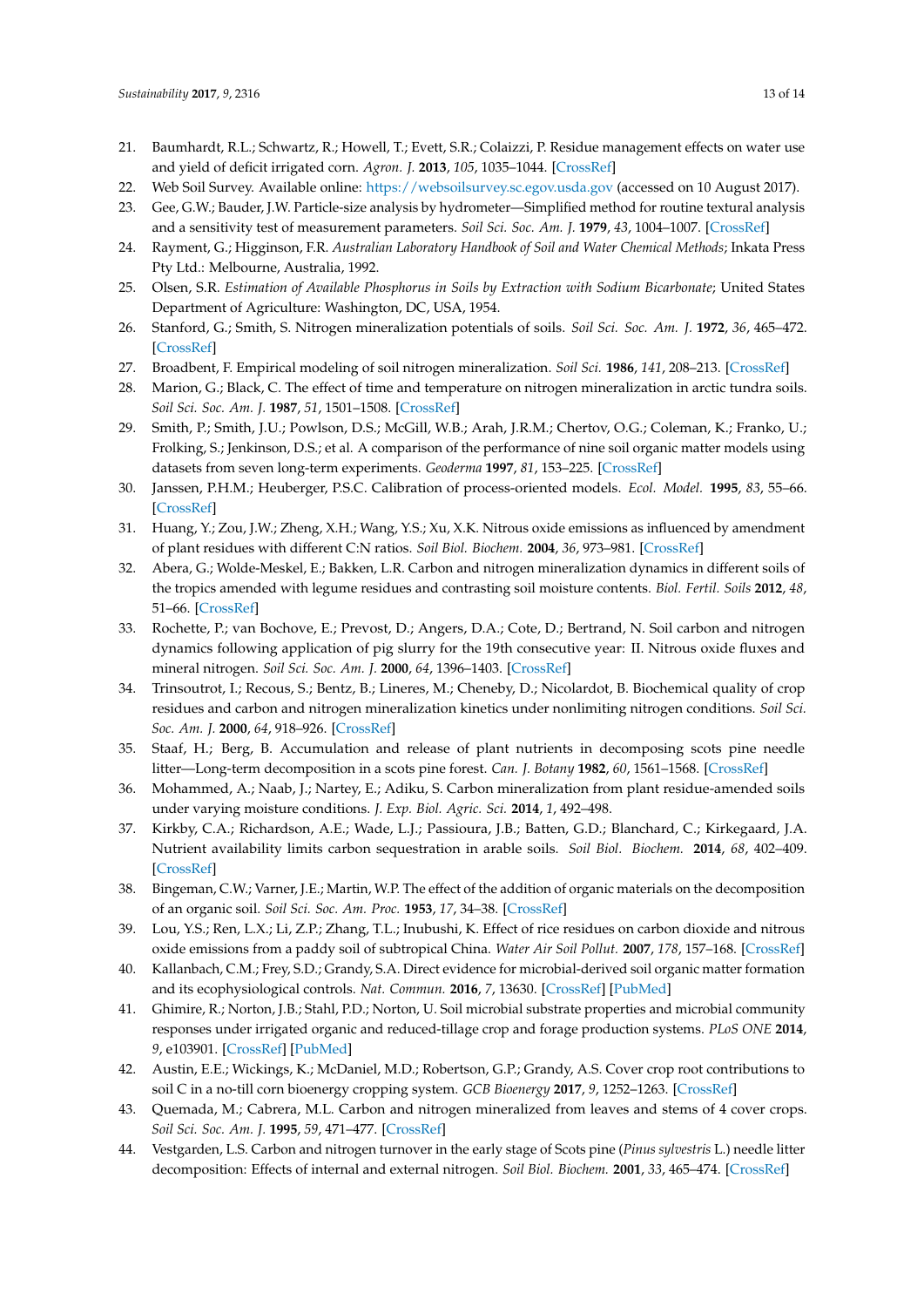21. Baumhardt, R.L.; Schwartz, R.; Howell, T.; Evett, S.R.; Colaizzi, P. Residue management effects on water use and yield of deficit irrigated corn. *Agron. J.* **2013**, *105*, 1035–1044. [CrossRef]
22. Web Soil Survey. Available online: https://websoilsurvey.sc.egov.usda.gov (accessed on 10 August 2017).
23. Gee, G.W.; Bauder, J.W. Particle-size analysis by hydrometer—Simplified method for routine textural analysis and a sensitivity test of measurement parameters. *Soil Sci. Soc. Am. J.* **1979**, *43*, 1004–1007. [CrossRef]
24. Rayment, G.; Higginson, F.R. *Australian Laboratory Handbook of Soil and Water Chemical Methods*; Inkata Press Pty Ltd.: Melbourne, Australia, 1992.
25. Olsen, S.R. *Estimation of Available Phosphorus in Soils by Extraction with Sodium Bicarbonate*; United States Department of Agriculture: Washington, DC, USA, 1954.
26. Stanford, G.; Smith, S. Nitrogen mineralization potentials of soils. *Soil Sci. Soc. Am. J.* **1972**, *36*, 465–472. [CrossRef]
27. Broadbent, F. Empirical modeling of soil nitrogen mineralization. *Soil Sci.* **1986**, *141*, 208–213. [CrossRef]
28. Marion, G.; Black, C. The effect of time and temperature on nitrogen mineralization in arctic tundra soils. *Soil Sci. Soc. Am. J.* **1987**, *51*, 1501–1508. [CrossRef]
29. Smith, P.; Smith, J.U.; Powlson, D.S.; McGill, W.B.; Arah, J.R.M.; Chertov, O.G.; Coleman, K.; Franko, U.; Frolking, S.; Jenkinson, D.S.; et al. A comparison of the performance of nine soil organic matter models using datasets from seven long-term experiments. *Geoderma* **1997**, *81*, 153–225. [CrossRef]
30. Janssen, P.H.M.; Heuberger, P.S.C. Calibration of process-oriented models. *Ecol. Model.* **1995**, *83*, 55–66. [CrossRef]
31. Huang, Y.; Zou, J.W.; Zheng, X.H.; Wang, Y.S.; Xu, X.K. Nitrous oxide emissions as influenced by amendment of plant residues with different C:N ratios. *Soil Biol. Biochem.* **2004**, *36*, 973–981. [CrossRef]
32. Abera, G.; Wolde-Meskel, E.; Bakken, L.R. Carbon and nitrogen mineralization dynamics in different soils of the tropics amended with legume residues and contrasting soil moisture contents. *Biol. Fertil. Soils* **2012**, *48*, 51–66. [CrossRef]
33. Rochette, P.; van Bochove, E.; Prevost, D.; Angers, D.A.; Cote, D.; Bertrand, N. Soil carbon and nitrogen dynamics following application of pig slurry for the 19th consecutive year: II. Nitrous oxide fluxes and mineral nitrogen. *Soil Sci. Soc. Am. J.* **2000**, *64*, 1396–1403. [CrossRef]
34. Trinsoutrot, I.; Recous, S.; Bentz, B.; Lineres, M.; Cheneby, D.; Nicolardot, B. Biochemical quality of crop residues and carbon and nitrogen mineralization kinetics under nonlimiting nitrogen conditions. *Soil Sci. Soc. Am. J.* **2000**, *64*, 918–926. [CrossRef]
35. Staaf, H.; Berg, B. Accumulation and release of plant nutrients in decomposing scots pine needle litter—Long-term decomposition in a scots pine forest. *Can. J. Botany* **1982**, *60*, 1561–1568. [CrossRef]
36. Mohammed, A.; Naab, J.; Nartey, E.; Adiku, S. Carbon mineralization from plant residue-amended soils under varying moisture conditions. *J. Exp. Biol. Agric. Sci.* **2014**, *1*, 492–498.
37. Kirkby, C.A.; Richardson, A.E.; Wade, L.J.; Passioura, J.B.; Batten, G.D.; Blanchard, C.; Kirkegaard, J.A. Nutrient availability limits carbon sequestration in arable soils. *Soil Biol. Biochem.* **2014**, *68*, 402–409. [CrossRef]
38. Bingeman, C.W.; Varner, J.E.; Martin, W.P. The effect of the addition of organic materials on the decomposition of an organic soil. *Soil Sci. Soc. Am. Proc.* **1953**, *17*, 34–38. [CrossRef]
39. Lou, Y.S.; Ren, L.X.; Li, Z.P.; Zhang, T.L.; Inubushi, K. Effect of rice residues on carbon dioxide and nitrous oxide emissions from a paddy soil of subtropical China. *Water Air Soil Pollut.* **2007**, *178*, 157–168. [CrossRef]
40. Kallenbach, C.M.; Frey, S.D.; Grandy, S.A. Direct evidence for microbial-derived soil organic matter formation and its ecophysiological controls. *Nat. Commun.* **2016**, *7*, 13630. [CrossRef] [PubMed]
41. Ghimire, R.; Norton, J.B.; Stahl, P.D.; Norton, U. Soil microbial substrate properties and microbial community responses under irrigated organic and reduced-tillage crop and forage production systems. *PLoS ONE* **2014**, *9*, e103901. [CrossRef] [PubMed]
42. Austin, E.E.; Wickings, K.; McDaniel, M.D.; Robertson, G.P.; Grandy, A.S. Cover crop root contributions to soil C in a no-till corn bioenergy cropping system. *GCB Bioenergy* **2017**, *9*, 1252–1263. [CrossRef]
43. Quemada, M.; Cabrera, M.L. Carbon and nitrogen mineralized from leaves and stems of 4 cover crops. *Soil Sci. Soc. Am. J.* **1995**, *59*, 471–477. [CrossRef]
44. Vestgarden, L.S. Carbon and nitrogen turnover in the early stage of Scots pine (*Pinus sylvestris* L.) needle litter decomposition: Effects of internal and external nitrogen. *Soil Biol. Biochem.* **2001**, *33*, 465–474. [CrossRef]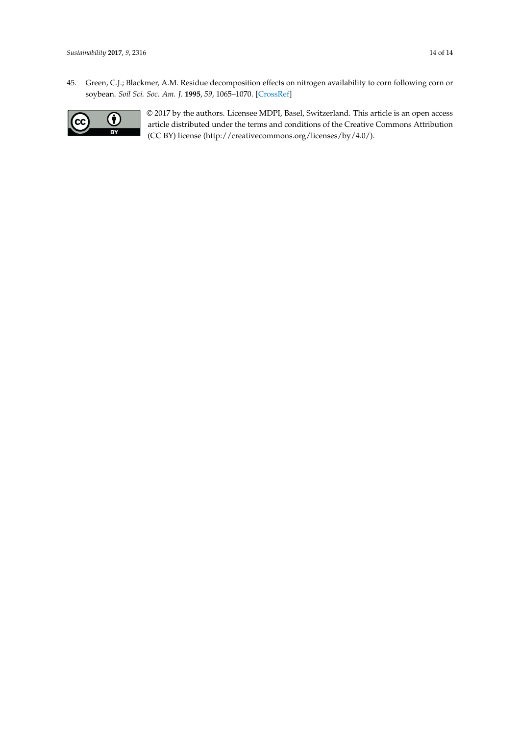45. Green, C.J.; Blackmer, A.M. Residue decomposition effects on nitrogen availability to corn following corn or soybean. *Soil Sci. Soc. Am. J.* **1995**, *59*, 1065–1070. [CrossRef]

© 2017 by the authors. Licensee MDPI, Basel, Switzerland. This article is an open access article distributed under the terms and conditions of the Creative Commons Attribution (CC BY) license (http://creativecommons.org/licenses/by/4.0/).